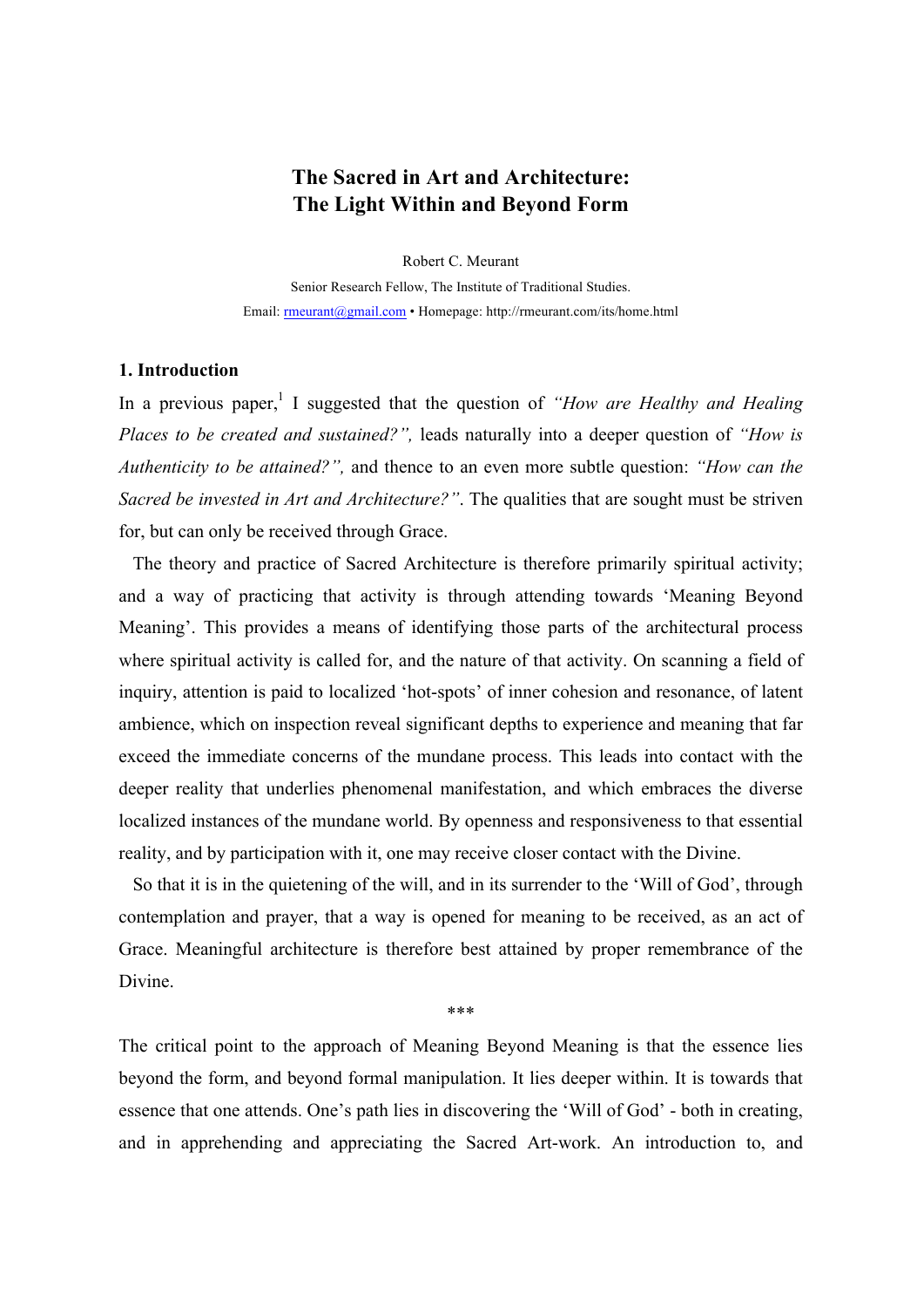# The Sacred in Art and Architecture:
# The Light Within and Beyond Form

Robert C. Meurant

Senior Research Fellow, The Institute of Traditional Studies.

Email: rmeurant@gmail.com • Homepage: http://rmeurant.com/its/home.html

## 1. Introduction

In a previous paper,[1] I suggested that the question of *"How are Healthy and Healing Places to be created and sustained?",* leads naturally into a deeper question of *"How is Authenticity to be attained?",* and thence to an even more subtle question: *"How can the Sacred be invested in Art and Architecture?"*. The qualities that are sought must be striven for, but can only be received through Grace.

The theory and practice of Sacred Architecture is therefore primarily spiritual activity; and a way of practicing that activity is through attending towards 'Meaning Beyond Meaning'. This provides a means of identifying those parts of the architectural process where spiritual activity is called for, and the nature of that activity. On scanning a field of inquiry, attention is paid to localized 'hot-spots' of inner cohesion and resonance, of latent ambience, which on inspection reveal significant depths to experience and meaning that far exceed the immediate concerns of the mundane process. This leads into contact with the deeper reality that underlies phenomenal manifestation, and which embraces the diverse localized instances of the mundane world. By openness and responsiveness to that essential reality, and by participation with it, one may receive closer contact with the Divine.

So that it is in the quietening of the will, and in its surrender to the 'Will of God', through contemplation and prayer, that a way is opened for meaning to be received, as an act of Grace. Meaningful architecture is therefore best attained by proper remembrance of the Divine.

\*\*\*

The critical point to the approach of Meaning Beyond Meaning is that the essence lies beyond the form, and beyond formal manipulation. It lies deeper within. It is towards that essence that one attends. One's path lies in discovering the 'Will of God' - both in creating, and in apprehending and appreciating the Sacred Art-work. An introduction to, and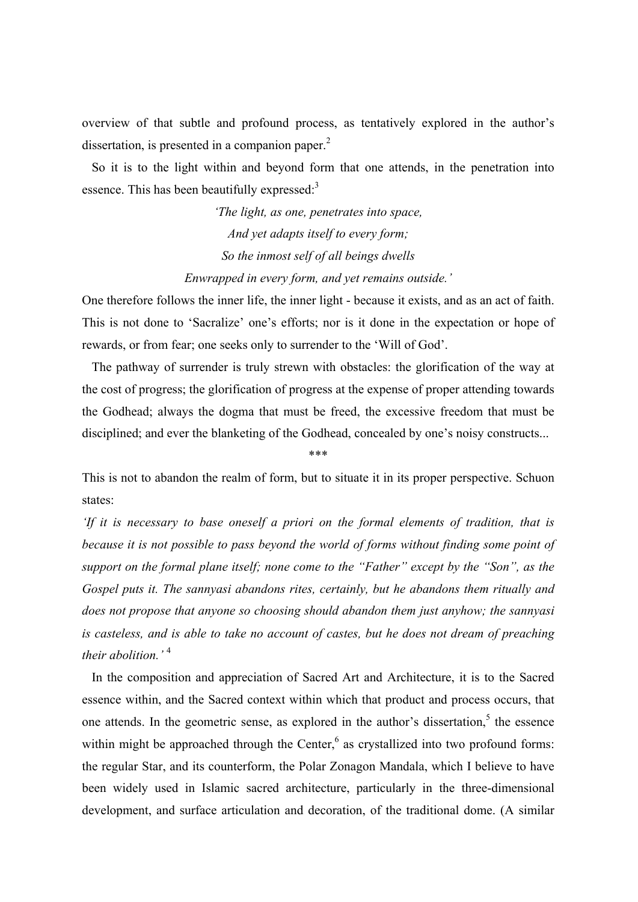overview of that subtle and profound process, as tentatively explored in the author's dissertation, is presented in a companion paper.[2]

So it is to the light within and beyond form that one attends, in the penetration into essence. This has been beautifully expressed:[3]

*'The light, as one, penetrates into space,*
*And yet adapts itself to every form;*
*So the inmost self of all beings dwells*
*Enwrapped in every form, and yet remains outside.'*

One therefore follows the inner life, the inner light - because it exists, and as an act of faith. This is not done to 'Sacralize' one's efforts; nor is it done in the expectation or hope of rewards, or from fear; one seeks only to surrender to the 'Will of God'.

The pathway of surrender is truly strewn with obstacles: the glorification of the way at the cost of progress; the glorification of progress at the expense of proper attending towards the Godhead; always the dogma that must be freed, the excessive freedom that must be disciplined; and ever the blanketing of the Godhead, concealed by one's noisy constructs...

***

This is not to abandon the realm of form, but to situate it in its proper perspective. Schuon states:

*'If it is necessary to base oneself a priori on the formal elements of tradition, that is because it is not possible to pass beyond the world of forms without finding some point of support on the formal plane itself; none come to the "Father" except by the "Son", as the Gospel puts it. The sannyasi abandons rites, certainly, but he abandons them ritually and does not propose that anyone so choosing should abandon them just anyhow; the sannyasi is casteless, and is able to take no account of castes, but he does not dream of preaching their abolition.'* [4]

In the composition and appreciation of Sacred Art and Architecture, it is to the Sacred essence within, and the Sacred context within which that product and process occurs, that one attends. In the geometric sense, as explored in the author's dissertation,[5] the essence within might be approached through the Center,[6] as crystallized into two profound forms: the regular Star, and its counterform, the Polar Zonagon Mandala, which I believe to have been widely used in Islamic sacred architecture, particularly in the three-dimensional development, and surface articulation and decoration, of the traditional dome. (A similar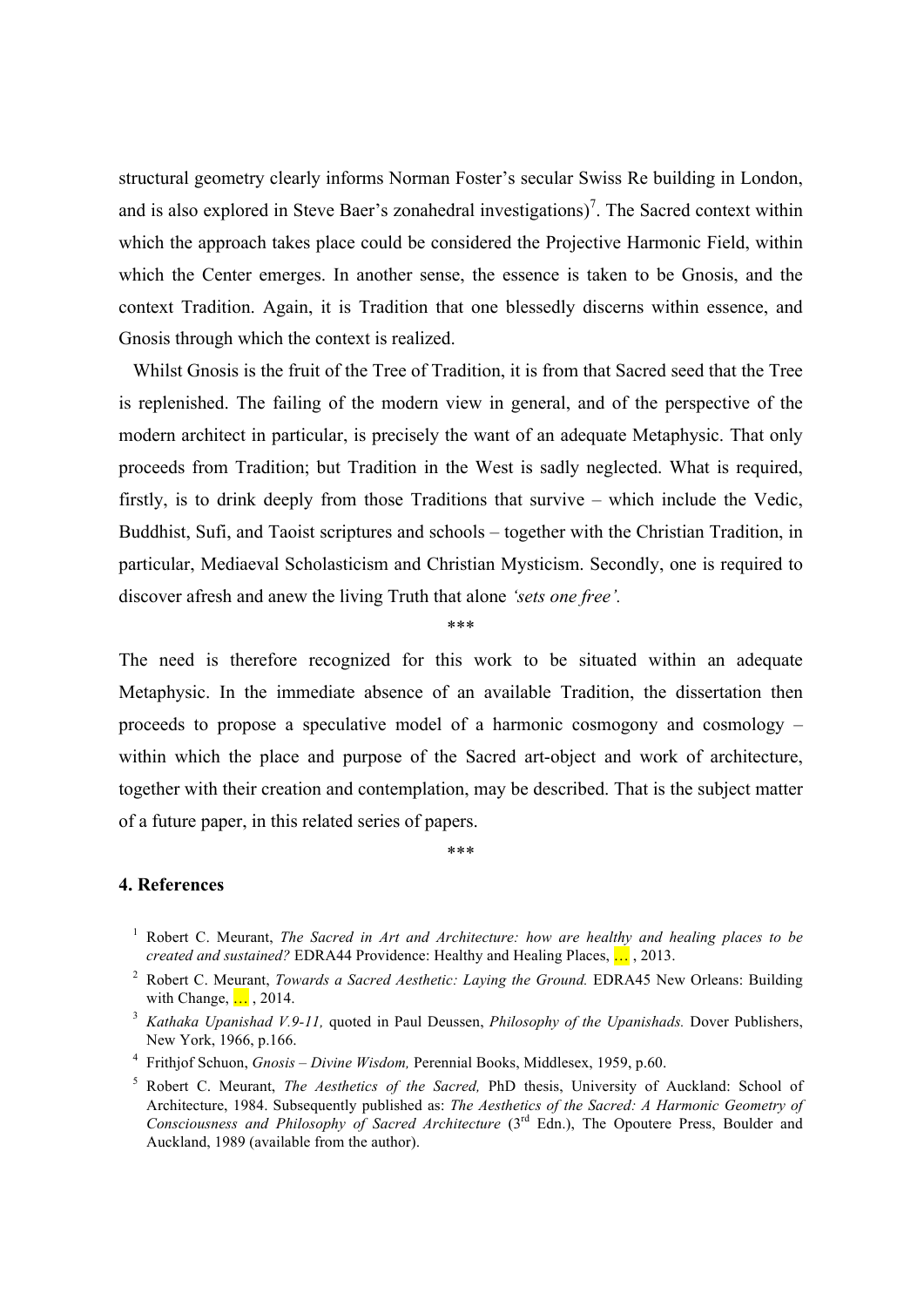structural geometry clearly informs Norman Foster's secular Swiss Re building in London, and is also explored in Steve Baer's zonahedral investigations)[7]. The Sacred context within which the approach takes place could be considered the Projective Harmonic Field, within which the Center emerges. In another sense, the essence is taken to be Gnosis, and the context Tradition. Again, it is Tradition that one blessedly discerns within essence, and Gnosis through which the context is realized.

Whilst Gnosis is the fruit of the Tree of Tradition, it is from that Sacred seed that the Tree is replenished. The failing of the modern view in general, and of the perspective of the modern architect in particular, is precisely the want of an adequate Metaphysic. That only proceeds from Tradition; but Tradition in the West is sadly neglected. What is required, firstly, is to drink deeply from those Traditions that survive – which include the Vedic, Buddhist, Sufi, and Taoist scriptures and schools – together with the Christian Tradition, in particular, Mediaeval Scholasticism and Christian Mysticism. Secondly, one is required to discover afresh and anew the living Truth that alone *'sets one free'.*

\*\*\*

The need is therefore recognized for this work to be situated within an adequate Metaphysic. In the immediate absence of an available Tradition, the dissertation then proceeds to propose a speculative model of a harmonic cosmogony and cosmology – within which the place and purpose of the Sacred art-object and work of architecture, together with their creation and contemplation, may be described. That is the subject matter of a future paper, in this related series of papers.

\*\*\*

## 4. References

1. Robert C. Meurant, *The Sacred in Art and Architecture: how are healthy and healing places to be created and sustained?* EDRA44 Providence: Healthy and Healing Places, … , 2013.
2. Robert C. Meurant, *Towards a Sacred Aesthetic: Laying the Ground.* EDRA45 New Orleans: Building with Change, … , 2014.
3. *Kathaka Upanishad V.9-11,* quoted in Paul Deussen, *Philosophy of the Upanishads.* Dover Publishers, New York, 1966, p.166.
4. Frithjof Schuon, *Gnosis – Divine Wisdom,* Perennial Books, Middlesex, 1959, p.60.
5. Robert C. Meurant, *The Aesthetics of the Sacred,* PhD thesis, University of Auckland: School of Architecture, 1984. Subsequently published as: *The Aesthetics of the Sacred: A Harmonic Geometry of Consciousness and Philosophy of Sacred Architecture* (3rd Edn.), The Opoutere Press, Boulder and Auckland, 1989 (available from the author).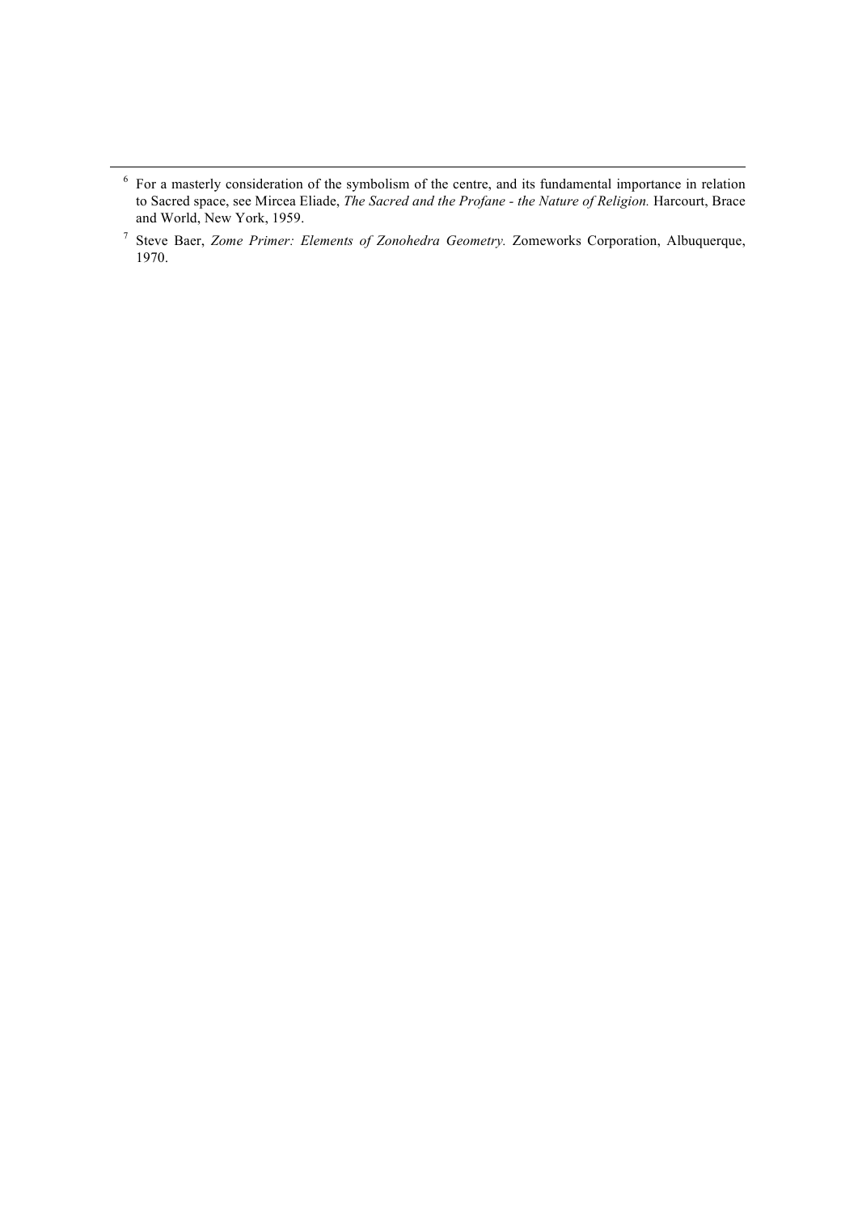[6] For a masterly consideration of the symbolism of the centre, and its fundamental importance in relation to Sacred space, see Mircea Eliade, *The Sacred and the Profane - the Nature of Religion.* Harcourt, Brace and World, New York, 1959.

[7] Steve Baer, *Zome Primer: Elements of Zonohedra Geometry.* Zomeworks Corporation, Albuquerque, 1970.